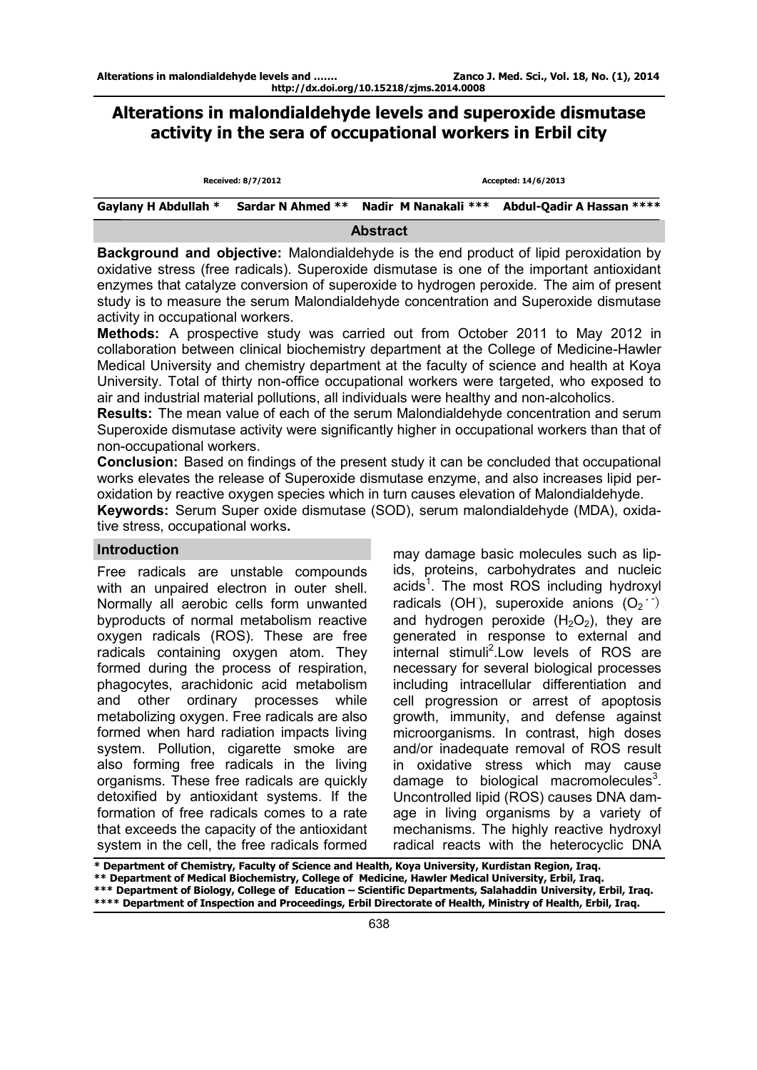# Alterations in malondialdehyde levels and superoxide dismutase activity in the sera of occupational workers in Erbil city

Received: 8/7/2012 Accepted: 14/6/2013

Gaylany H Abdullah * Sardar N Ahmed ** Nadir M Nanakali *** Abdul-Qadir A Hassan ****

## Abstract

**Background and objective:** Malondialdehyde is the end product of lipid peroxidation by oxidative stress (free radicals). Superoxide dismutase is one of the important antioxidant enzymes that catalyze conversion of superoxide to hydrogen peroxide. The aim of present study is to measure the serum Malondialdehyde concentration and Superoxide dismutase activity in occupational workers.

**Methods:** A prospective study was carried out from October 2011 to May 2012 in collaboration between clinical biochemistry department at the College of Medicine-Hawler Medical University and chemistry department at the faculty of science and health at Koya University. Total of thirty non-office occupational workers were targeted, who exposed to air and industrial material pollutions, all individuals were healthy and non-alcoholics.

**Results:** The mean value of each of the serum Malondialdehyde concentration and serum Superoxide dismutase activity were significantly higher in occupational workers than that of non-occupational workers.

**Conclusion:** Based on findings of the present study it can be concluded that occupational works elevates the release of Superoxide dismutase enzyme, and also increases lipid peroxidation by reactive oxygen species which in turn causes elevation of Malondialdehyde.

**Keywords:** Serum Super oxide dismutase (SOD), serum malondialdehyde (MDA), oxidative stress, occupational works.

## Introduction

Free radicals are unstable compounds with an unpaired electron in outer shell. Normally all aerobic cells form unwanted byproducts of normal metabolism reactive oxygen radicals (ROS). These are free radicals containing oxygen atom. They formed during the process of respiration, phagocytes, arachidonic acid metabolism and other ordinary processes while metabolizing oxygen. Free radicals are also formed when hard radiation impacts living system. Pollution, cigarette smoke are also forming free radicals in the living organisms. These free radicals are quickly detoxified by antioxidant systems. If the formation of free radicals comes to a rate that exceeds the capacity of the antioxidant system in the cell, the free radicals formed may damage basic molecules such as lipids, proteins, carbohydrates and nucleic acids[1]. The most ROS including hydroxyl radicals ($OH^{\cdot}$), superoxide anions ($O_2^{\cdot -}$) and hydrogen peroxide ($H_2O_2$), they are generated in response to external and internal stimuli[2].Low levels of ROS are necessary for several biological processes including intracellular differentiation and cell progression or arrest of apoptosis growth, immunity, and defense against microorganisms. In contrast, high doses and/or inadequate removal of ROS result in oxidative stress which may cause damage to biological macromolecules[3]. Uncontrolled lipid (ROS) causes DNA damage in living organisms by a variety of mechanisms. The highly reactive hydroxyl radical reacts with the heterocyclic DNA

\* Department of Chemistry, Faculty of Science and Health, Koya University, Kurdistan Region, Iraq.
\** Department of Medical Biochemistry, College of Medicine, Hawler Medical University, Erbil, Iraq.
\*** Department of Biology, College of Education – Scientific Departments, Salahaddin University, Erbil, Iraq.
\**** Department of Inspection and Proceedings, Erbil Directorate of Health, Ministry of Health, Erbil, Iraq.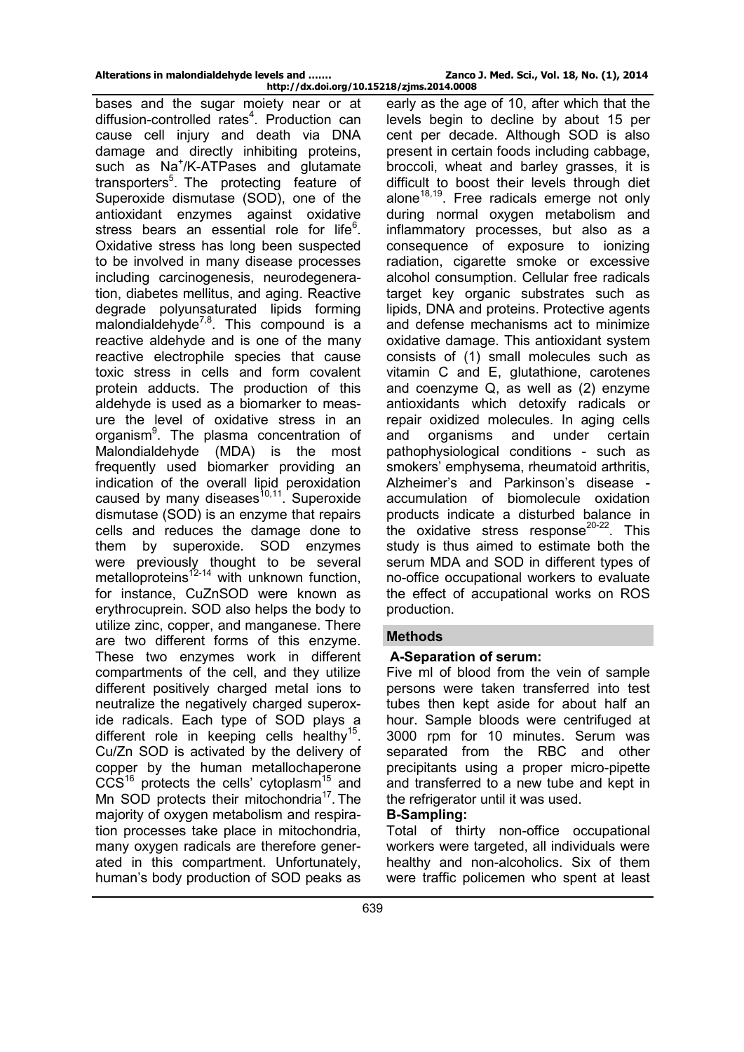bases and the sugar moiety near or at diffusion-controlled rates[4]. Production can cause cell injury and death via DNA damage and directly inhibiting proteins, such as $Na^+$/K-ATPases and glutamate transporters[5]. The protecting feature of Superoxide dismutase (SOD), one of the antioxidant enzymes against oxidative stress bears an essential role for life[6]. Oxidative stress has long been suspected to be involved in many disease processes including carcinogenesis, neurodegeneration, diabetes mellitus, and aging. Reactive degrade polyunsaturated lipids forming malondialdehyde[7,8]. This compound is a reactive aldehyde and is one of the many reactive electrophile species that cause toxic stress in cells and form covalent protein adducts. The production of this aldehyde is used as a biomarker to measure the level of oxidative stress in an organism[9]. The plasma concentration of Malondialdehyde (MDA) is the most frequently used biomarker providing an indication of the overall lipid peroxidation caused by many diseases[10,11]. Superoxide dismutase (SOD) is an enzyme that repairs cells and reduces the damage done to them by superoxide. SOD enzymes were previously thought to be several metalloproteins[12-14] with unknown function, for instance, CuZnSOD were known as erythrocuprein. SOD also helps the body to utilize zinc, copper, and manganese. There are two different forms of this enzyme. These two enzymes work in different compartments of the cell, and they utilize different positively charged metal ions to neutralize the negatively charged superoxide radicals. Each type of SOD plays a different role in keeping cells healthy[15]. Cu/Zn SOD is activated by the delivery of copper by the human metallochaperone CCS[16] protects the cells' cytoplasm[15] and Mn SOD protects their mitochondria[17]. The majority of oxygen metabolism and respiration processes take place in mitochondria, many oxygen radicals are therefore generated in this compartment. Unfortunately, human's body production of SOD peaks as early as the age of 10, after which that the levels begin to decline by about 15 per cent per decade. Although SOD is also present in certain foods including cabbage, broccoli, wheat and barley grasses, it is difficult to boost their levels through diet alone[18,19]. Free radicals emerge not only during normal oxygen metabolism and inflammatory processes, but also as a consequence of exposure to ionizing radiation, cigarette smoke or excessive alcohol consumption. Cellular free radicals target key organic substrates such as lipids, DNA and proteins. Protective agents and defense mechanisms act to minimize oxidative damage. This antioxidant system consists of (1) small molecules such as vitamin C and E, glutathione, carotenes and coenzyme Q, as well as (2) enzyme antioxidants which detoxify radicals or repair oxidized molecules. In aging cells and organisms and under certain pathophysiological conditions - such as smokers' emphysema, rheumatoid arthritis, Alzheimer's and Parkinson's disease - accumulation of biomolecule oxidation products indicate a disturbed balance in the oxidative stress response[20-22]. This study is thus aimed to estimate both the serum MDA and SOD in different types of no-office occupational workers to evaluate the effect of accupational works on ROS production.

## Methods

**A-Separation of serum:**

Five ml of blood from the vein of sample persons were taken transferred into test tubes then kept aside for about half an hour. Sample bloods were centrifuged at 3000 rpm for 10 minutes. Serum was separated from the RBC and other precipitants using a proper micro-pipette and transferred to a new tube and kept in the refrigerator until it was used.

**B-Sampling:**

Total of thirty non-office occupational workers were targeted, all individuals were healthy and non-alcoholics. Six of them were traffic policemen who spent at least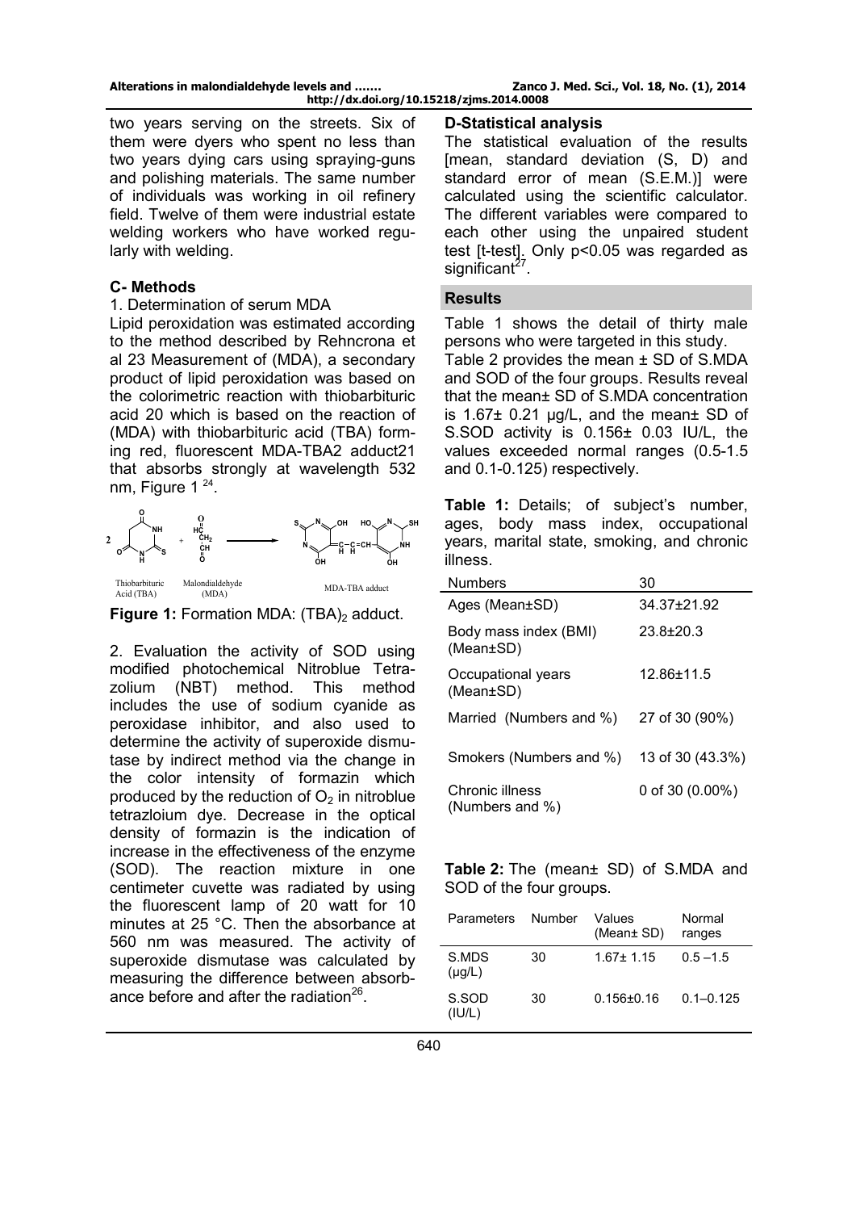two years serving on the streets. Six of them were dyers who spent no less than two years dying cars using spraying-guns and polishing materials. The same number of individuals was working in oil refinery field. Twelve of them were industrial estate welding workers who have worked regularly with welding.

### C- Methods

1. Determination of serum MDA

Lipid peroxidation was estimated according to the method described by Rehncrona et al 23 Measurement of (MDA), a secondary product of lipid peroxidation was based on the colorimetric reaction with thiobarbituric acid 20 which is based on the reaction of (MDA) with thiobarbituric acid (TBA) forming red, fluorescent MDA-TBA2 adduct21 that absorbs strongly at wavelength 532 nm, Figure 1 [24].

Thiobarbituric Acid (TBA) Malondialdehyde (MDA) MDA-TBA adduct

**Figure 1:** Formation MDA: $(TBA)_2$ adduct.

2. Evaluation the activity of SOD using modified photochemical Nitroblue Tetrazolium (NBT) method. This method includes the use of sodium cyanide as peroxidase inhibitor, and also used to determine the activity of superoxide dismutase by indirect method via the change in the color intensity of formazin which produced by the reduction of $O_2$ in nitroblue tetrazloium dye. Decrease in the optical density of formazin is the indication of increase in the effectiveness of the enzyme (SOD). The reaction mixture in one centimeter cuvette was radiated by using the fluorescent lamp of 20 watt for 10 minutes at 25 °C. Then the absorbance at 560 nm was measured. The activity of superoxide dismutase was calculated by measuring the difference between absorbance before and after the radiation[26].

### D-Statistical analysis

The statistical evaluation of the results [mean, standard deviation (S, D) and standard error of mean (S.E.M.)] were calculated using the scientific calculator. The different variables were compared to each other using the unpaired student test [t-test]. Only p<0.05 was regarded as significant[27].

## Results

Table 1 shows the detail of thirty male persons who were targeted in this study.

Table 2 provides the mean ± SD of S.MDA and SOD of the four groups. Results reveal that the mean± SD of S.MDA concentration is 1.67± 0.21 µg/L, and the mean± SD of S.SOD activity is 0.156± 0.03 IU/L, the values exceeded normal ranges (0.5-1.5 and 0.1-0.125) respectively.

**Table 1:** Details; of subject's number, ages, body mass index, occupational years, marital state, smoking, and chronic illness.

| Numbers | 30 |
|---|---|
| Ages (Mean±SD) | 34.37±21.92 |
| Body mass index (BMI) (Mean±SD) | 23.8±20.3 |
| Occupational years (Mean±SD) | 12.86±11.5 |
| Married (Numbers and %) | 27 of 30 (90%) |
| Smokers (Numbers and %) | 13 of 30 (43.3%) |
| Chronic illness (Numbers and %) | 0 of 30 (0.00%) |

**Table 2:** The (mean± SD) of S.MDA and SOD of the four groups.

| Parameters | Number | Values (Mean± SD) | Normal ranges |
|---|---|---|---|
| S.MDS (µg/L) | 30 | 1.67± 1.15 | 0.5 –1.5 |
| S.SOD (IU/L) | 30 | 0.156±0.16 | 0.1–0.125 |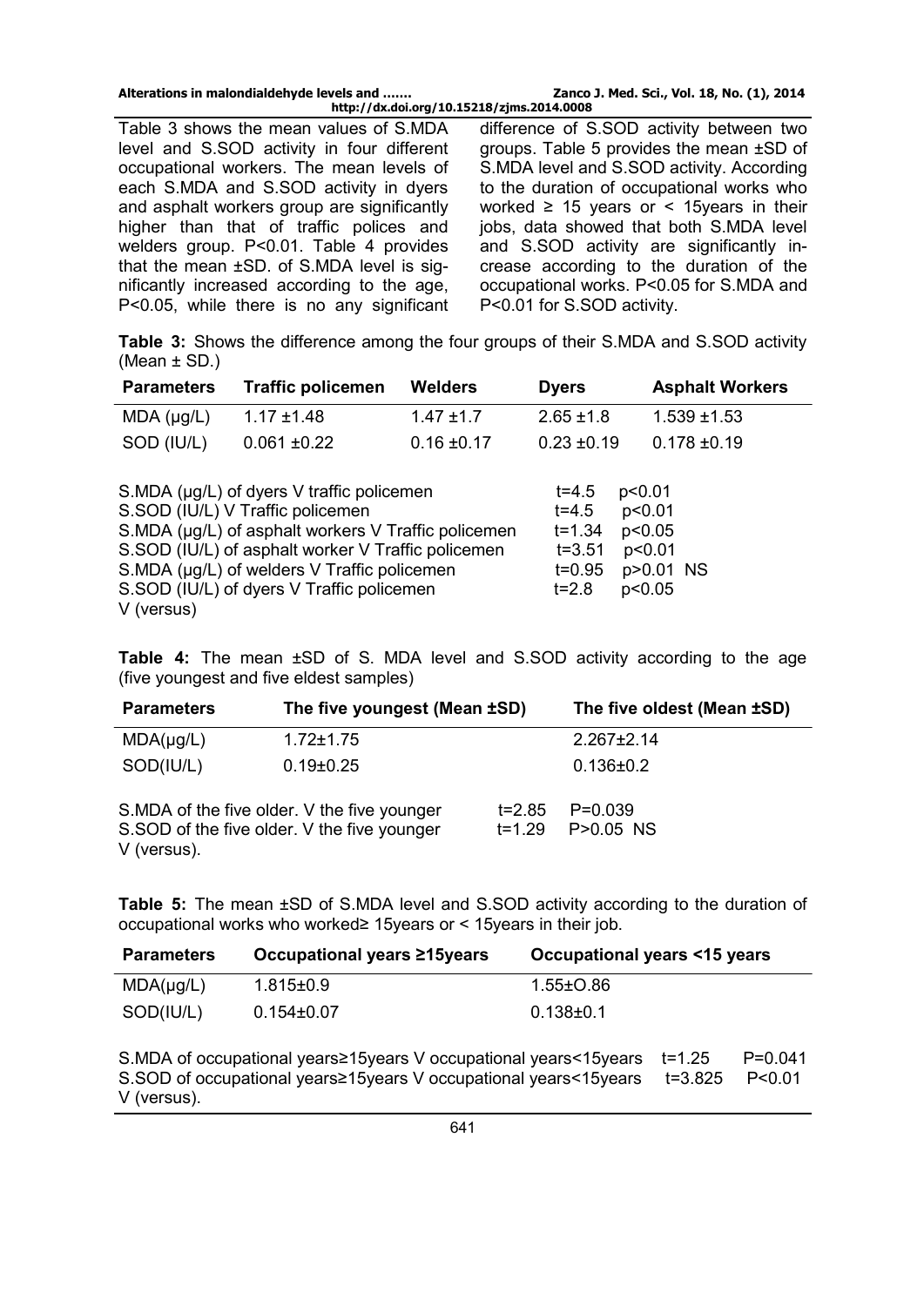Table 3 shows the mean values of S.MDA level and S.SOD activity in four different occupational workers. The mean levels of each S.MDA and S.SOD activity in dyers and asphalt workers group are significantly higher than that of traffic polices and welders group. P<0.01. Table 4 provides that the mean ±SD. of S.MDA level is significantly increased according to the age, P<0.05, while there is no any significant difference of S.SOD activity between two groups. Table 5 provides the mean ±SD of S.MDA level and S.SOD activity. According to the duration of occupational works who worked ≥ 15 years or < 15years in their jobs, data showed that both S.MDA level and S.SOD activity are significantly increase according to the duration of the occupational works. P<0.05 for S.MDA and P<0.01 for S.SOD activity.

**Table 3:** Shows the difference among the four groups of their S.MDA and S.SOD activity (Mean ± SD.)

| Parameters | Traffic policemen | Welders | Dyers | Asphalt Workers |
|---|---|---|---|---|
| MDA (µg/L) | 1.17 ±1.48 | 1.47 ±1.7 | 2.65 ±1.8 | 1.539 ±1.53 |
| SOD (IU/L) | 0.061 ±0.22 | 0.16 ±0.17 | 0.23 ±0.19 | 0.178 ±0.19 |

| Comparison | t | p |
|---|---|---|
| S.MDA (µg/L) of dyers V traffic policemen | t=4.5 | p<0.01 |
| S.SOD (IU/L) V Traffic policemen | t=4.5 | p<0.01 |
| S.MDA (µg/L) of asphalt workers V Traffic policemen | t=1.34 | p<0.05 |
| S.SOD (IU/L) of asphalt worker V Traffic policemen | t=3.51 | p<0.01 |
| S.MDA (µg/L) of welders V Traffic policemen | t=0.95 | p>0.01 NS |
| S.SOD (IU/L) of dyers V Traffic policemen | t=2.8 | p<0.05 |

V (versus)

**Table 4:** The mean ±SD of S. MDA level and S.SOD activity according to the age (five youngest and five eldest samples)

| Parameters | The five youngest (Mean ±SD) | The five oldest (Mean ±SD) |
|---|---|---|
| MDA(µg/L) | 1.72±1.75 | 2.267±2.14 |
| SOD(IU/L) | 0.19±0.25 | 0.136±0.2 |

| Comparison | t | P |
|---|---|---|
| S.MDA of the five older. V the five younger | t=2.85 | P=0.039 |
| S.SOD of the five older. V the five younger | t=1.29 | P>0.05 NS |

V (versus).

**Table 5:** The mean ±SD of S.MDA level and S.SOD activity according to the duration of occupational works who worked≥ 15years or < 15years in their job.

| Parameters | Occupational years ≥15years | Occupational years <15 years |
|---|---|---|
| MDA(µg/L) | 1.815±0.9 | 1.55±O.86 |
| SOD(IU/L) | 0.154±0.07 | 0.138±0.1 |

| Comparison | t | P |
|---|---|---|
| S.MDA of occupational years≥15years V occupational years<15years | t=1.25 | P=0.041 |
| S.SOD of occupational years≥15years V occupational years<15years | t=3.825 | P<0.01 |

V (versus).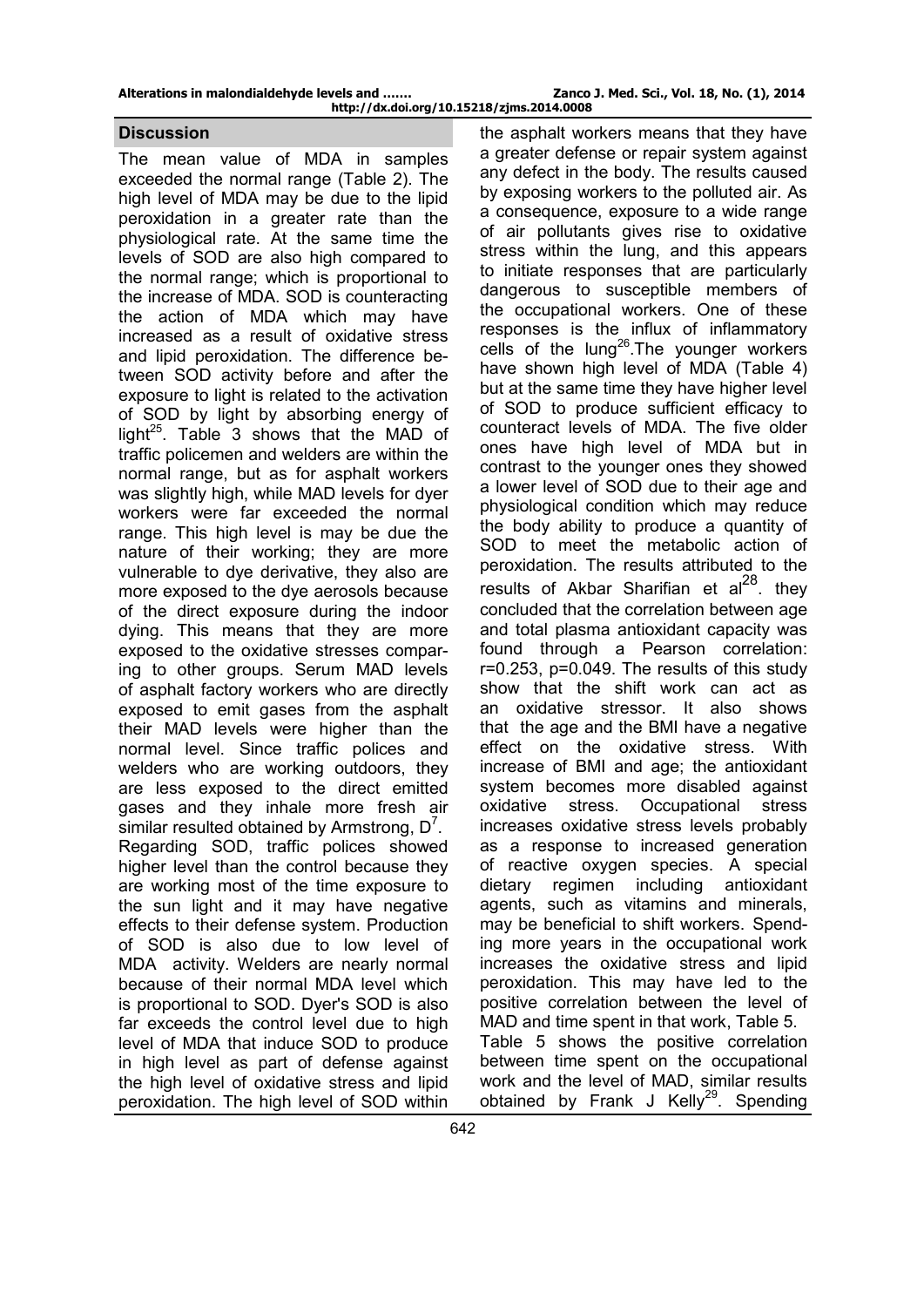## Discussion

The mean value of MDA in samples exceeded the normal range (Table 2). The high level of MDA may be due to the lipid peroxidation in a greater rate than the physiological rate. At the same time the levels of SOD are also high compared to the normal range; which is proportional to the increase of MDA. SOD is counteracting the action of MDA which may have increased as a result of oxidative stress and lipid peroxidation. The difference between SOD activity before and after the exposure to light is related to the activation of SOD by light by absorbing energy of light[25]. Table 3 shows that the MAD of traffic policemen and welders are within the normal range, but as for asphalt workers was slightly high, while MAD levels for dyer workers were far exceeded the normal range. This high level is may be due the nature of their working; they are more vulnerable to dye derivative, they also are more exposed to the dye aerosols because of the direct exposure during the indoor dying. This means that they are more exposed to the oxidative stresses comparing to other groups. Serum MAD levels of asphalt factory workers who are directly exposed to emit gases from the asphalt their MAD levels were higher than the normal level. Since traffic polices and welders who are working outdoors, they are less exposed to the direct emitted gases and they inhale more fresh air similar resulted obtained by Armstrong, D[7].

Regarding SOD, traffic polices showed higher level than the control because they are working most of the time exposure to the sun light and it may have negative effects to their defense system. Production of SOD is also due to low level of MDA activity. Welders are nearly normal because of their normal MDA level which is proportional to SOD. Dyer's SOD is also far exceeds the control level due to high level of MDA that induce SOD to produce in high level as part of defense against the high level of oxidative stress and lipid peroxidation. The high level of SOD within the asphalt workers means that they have a greater defense or repair system against any defect in the body. The results caused by exposing workers to the polluted air. As a consequence, exposure to a wide range of air pollutants gives rise to oxidative stress within the lung, and this appears to initiate responses that are particularly dangerous to susceptible members of the occupational workers. One of these responses is the influx of inflammatory cells of the lung[26].The younger workers have shown high level of MDA (Table 4) but at the same time they have higher level of SOD to produce sufficient efficacy to counteract levels of MDA. The five older ones have high level of MDA but in contrast to the younger ones they showed a lower level of SOD due to their age and physiological condition which may reduce the body ability to produce a quantity of SOD to meet the metabolic action of peroxidation. The results attributed to the results of Akbar Sharifian et al[28]. they concluded that the correlation between age and total plasma antioxidant capacity was found through a Pearson correlation: $r=0.253$, $p=0.049$. The results of this study show that the shift work can act as an oxidative stressor. It also shows that the age and the BMI have a negative effect on the oxidative stress. With increase of BMI and age; the antioxidant system becomes more disabled against oxidative stress. Occupational stress increases oxidative stress levels probably as a response to increased generation of reactive oxygen species. A special dietary regimen including antioxidant agents, such as vitamins and minerals, may be beneficial to shift workers. Spending more years in the occupational work increases the oxidative stress and lipid peroxidation. This may have led to the positive correlation between the level of MAD and time spent in that work, Table 5.

Table 5 shows the positive correlation between time spent on the occupational work and the level of MAD, similar results obtained by Frank J Kelly[29]. Spending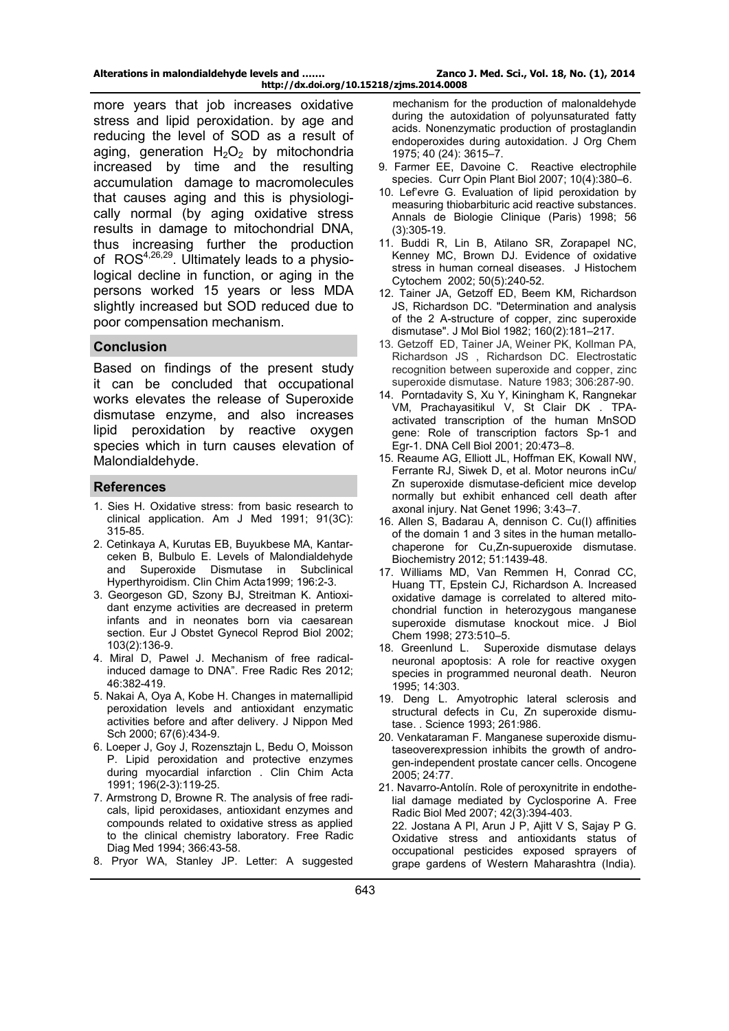more years that job increases oxidative stress and lipid peroxidation. by age and reducing the level of SOD as a result of aging, generation $H_2O_2$ by mitochondria increased by time and the resulting accumulation damage to macromolecules that causes aging and this is physiologically normal (by aging oxidative stress results in damage to mitochondrial DNA, thus increasing further the production of ROS[4,26,29]. Ultimately leads to a physiological decline in function, or aging in the persons worked 15 years or less MDA slightly increased but SOD reduced due to poor compensation mechanism.

## Conclusion

Based on findings of the present study it can be concluded that occupational works elevates the release of Superoxide dismutase enzyme, and also increases lipid peroxidation by reactive oxygen species which in turn causes elevation of Malondialdehyde.

## References

1. Sies H. Oxidative stress: from basic research to clinical application. Am J Med 1991; 91(3C): 315-85.
2. Cetinkaya A, Kurutas EB, Buyukbese MA, Kantarceken B, Bulbulo E. Levels of Malondialdehyde and Superoxide Dismutase in Subclinical Hyperthyroidism. Clin Chim Acta1999; 196:2-3.
3. Georgeson GD, Szony BJ, Streitman K. Antioxidant enzyme activities are decreased in preterm infants and in neonates born via caesarean section. Eur J Obstet Gynecol Reprod Biol 2002; 103(2):136-9.
4. Miral D, Pawel J. Mechanism of free radical-induced damage to DNA". Free Radic Res 2012; 46:382-419.
5. Nakai A, Oya A, Kobe H. Changes in maternallipid peroxidation levels and antioxidant enzymatic activities before and after delivery. J Nippon Med Sch 2000; 67(6):434-9.
6. Loeper J, Goy J, Rozensztajn L, Bedu O, Moisson P. Lipid peroxidation and protective enzymes during myocardial infarction . Clin Chim Acta 1991; 196(2-3):119-25.
7. Armstrong D, Browne R. The analysis of free radicals, lipid peroxidases, antioxidant enzymes and compounds related to oxidative stress as applied to the clinical chemistry laboratory. Free Radic Diag Med 1994; 366:43-58.
8. Pryor WA, Stanley JP. Letter: A suggested mechanism for the production of malonaldehyde during the autoxidation of polyunsaturated fatty acids. Nonenzymatic production of prostaglandin endoperoxides during autoxidation. J Org Chem 1975; 40 (24): 3615–7.
9. Farmer EE, Davoine C. Reactive electrophile species. Curr Opin Plant Biol 2007; 10(4):380–6.
10. Lef'evre G. Evaluation of lipid peroxidation by measuring thiobarbituric acid reactive substances. Annals de Biologie Clinique (Paris) 1998; 56 (3):305-19.
11. Buddi R, Lin B, Atilano SR, Zorapapel NC, Kenney MC, Brown DJ. Evidence of oxidative stress in human corneal diseases. J Histochem Cytochem 2002; 50(5):240-52.
12. Tainer JA, Getzoff ED, Beem KM, Richardson JS, Richardson DC. "Determination and analysis of the 2 A-structure of copper, zinc superoxide dismutase". J Mol Biol 1982; 160(2):181–217.
13. Getzoff ED, Tainer JA, Weiner PK, Kollman PA, Richardson JS , Richardson DC. Electrostatic recognition between superoxide and copper, zinc superoxide dismutase. Nature 1983; 306:287-90.
14. Porntadavity S, Xu Y, Kiningham K, Rangnekar VM, Prachayasitikul V, St Clair DK . TPA-activated transcription of the human MnSOD gene: Role of transcription factors Sp-1 and Egr-1. DNA Cell Biol 2001; 20:473–8.
15. Reaume AG, Elliott JL, Hoffman EK, Kowall NW, Ferrante RJ, Siwek D, et al. Motor neurons inCu/ Zn superoxide dismutase-deficient mice develop normally but exhibit enhanced cell death after axonal injury. Nat Genet 1996; 3:43–7.
16. Allen S, Badarau A, dennison C. Cu(I) affinities of the domain 1 and 3 sites in the human metallochaperone for Cu,Zn-supueroxide dismutase. Biochemistry 2012; 51:1439-48.
17. Williams MD, Van Remmen H, Conrad CC, Huang TT, Epstein CJ, Richardson A. Increased oxidative damage is correlated to altered mitochondrial function in heterozygous manganese superoxide dismutase knockout mice. J Biol Chem 1998; 273:510–5.
18. Greenlund L. Superoxide dismutase delays neuronal apoptosis: A role for reactive oxygen species in programmed neuronal death. Neuron 1995; 14:303.
19. Deng L. Amyotrophic lateral sclerosis and structural defects in Cu, Zn superoxide dismutase. . Science 1993; 261:986.
20. Venkataraman F. Manganese superoxide dismutaseoverexpression inhibits the growth of androgen-independent prostate cancer cells. Oncogene 2005; 24:77.
21. Navarro-Antolín. Role of peroxynitrite in endothelial damage mediated by Cyclosporine A. Free Radic Biol Med 2007; 42(3):394-403.
22. Jostana A Pl, Arun J P, Ajitt V S, Sajay P G. Oxidative stress and antioxidants status of occupational pesticides exposed sprayers of grape gardens of Western Maharashtra (India).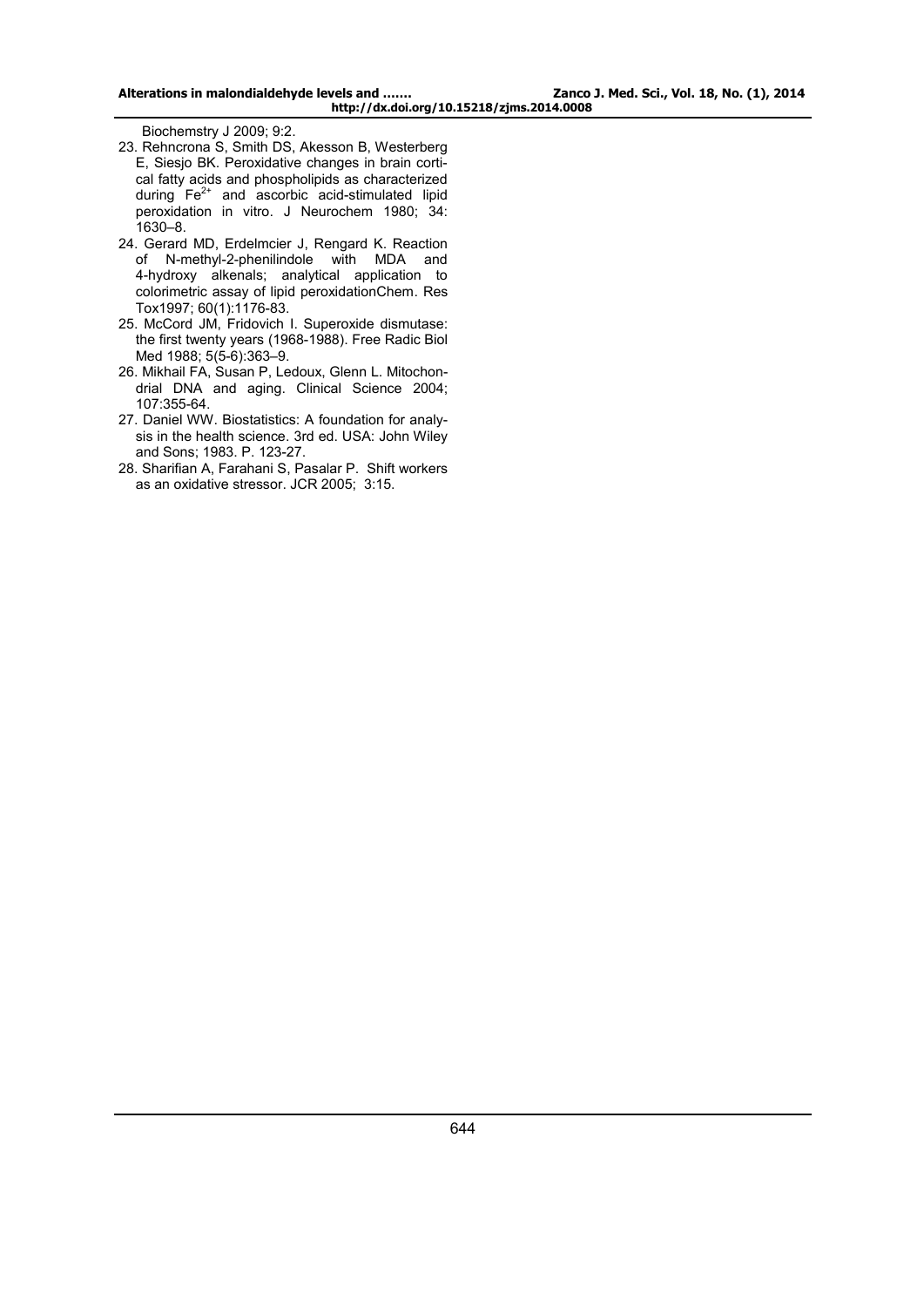Biochemstry J 2009; 9:2.

23. Rehncrona S, Smith DS, Akesson B, Westerberg E, Siesjo BK. Peroxidative changes in brain cortical fatty acids and phospholipids as characterized during $Fe^{2+}$ and ascorbic acid-stimulated lipid peroxidation in vitro. J Neurochem 1980; 34: 1630–8.
24. Gerard MD, Erdelmcier J, Rengard K. Reaction of N-methyl-2-phenilindole with MDA and 4-hydroxy alkenals; analytical application to colorimetric assay of lipid peroxidationChem. Res Tox1997; 60(1):1176-83.
25. McCord JM, Fridovich I. Superoxide dismutase: the first twenty years (1968-1988). Free Radic Biol Med 1988; 5(5-6):363–9.
26. Mikhail FA, Susan P, Ledoux, Glenn L. Mitochondrial DNA and aging. Clinical Science 2004; 107:355-64.
27. Daniel WW. Biostatistics: A foundation for analysis in the health science. 3rd ed. USA: John Wiley and Sons; 1983. P. 123-27.
28. Sharifian A, Farahani S, Pasalar P. Shift workers as an oxidative stressor. JCR 2005; 3:15.